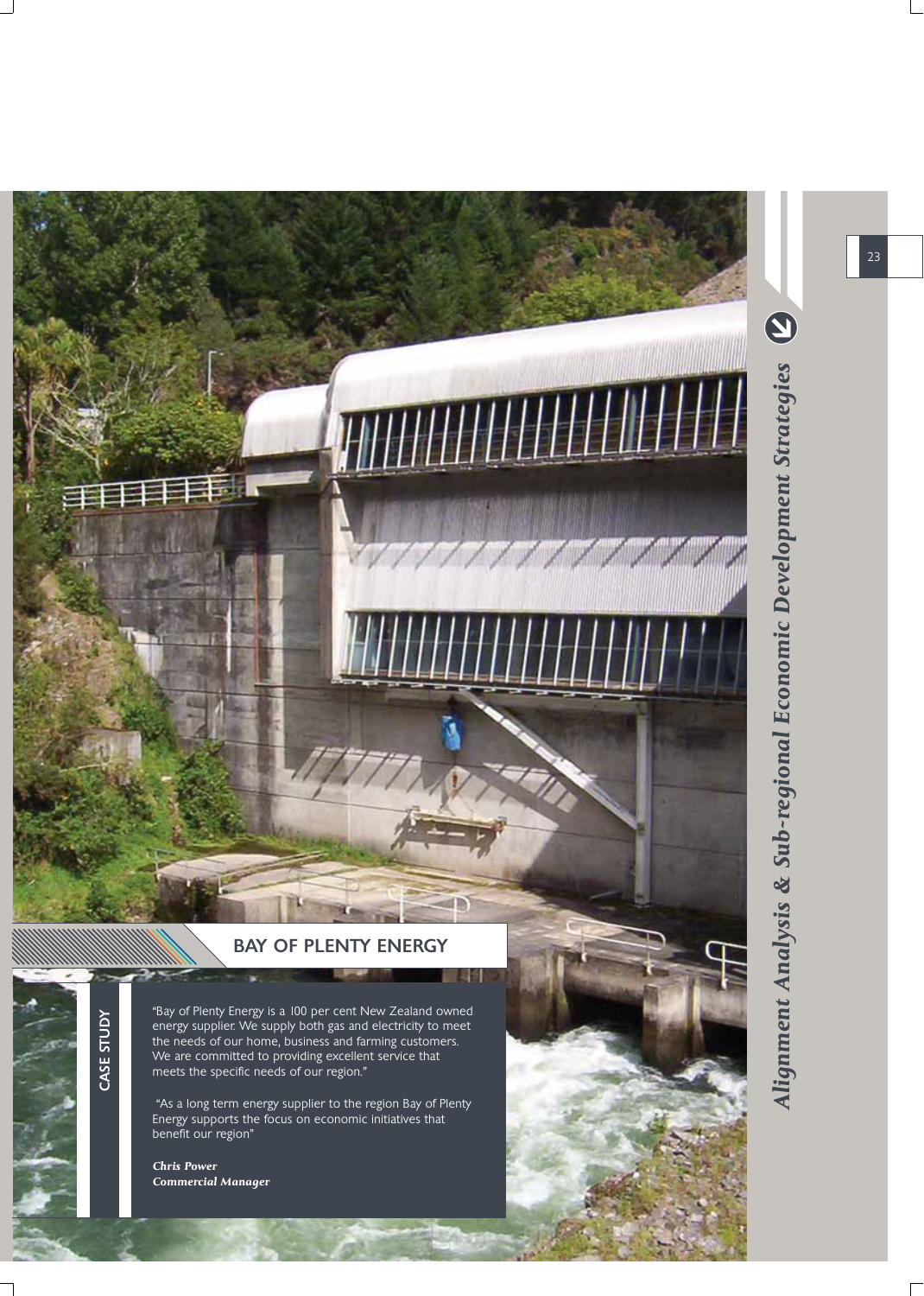## BAY OF PLENTY ENERGY

CASE STUDY

"Bay of Plenty Energy is a 100 per cent New Zealand owned energy supplier. We supply both gas and electricity to meet the needs of our home, business and farming customers. We are committed to providing excellent service that meets the specific needs of our region."

"As a long term energy supplier to the region Bay of Plenty Energy supports the focus on economic initiatives that benefit our region"

***Chris Power***
***Commercial Manager***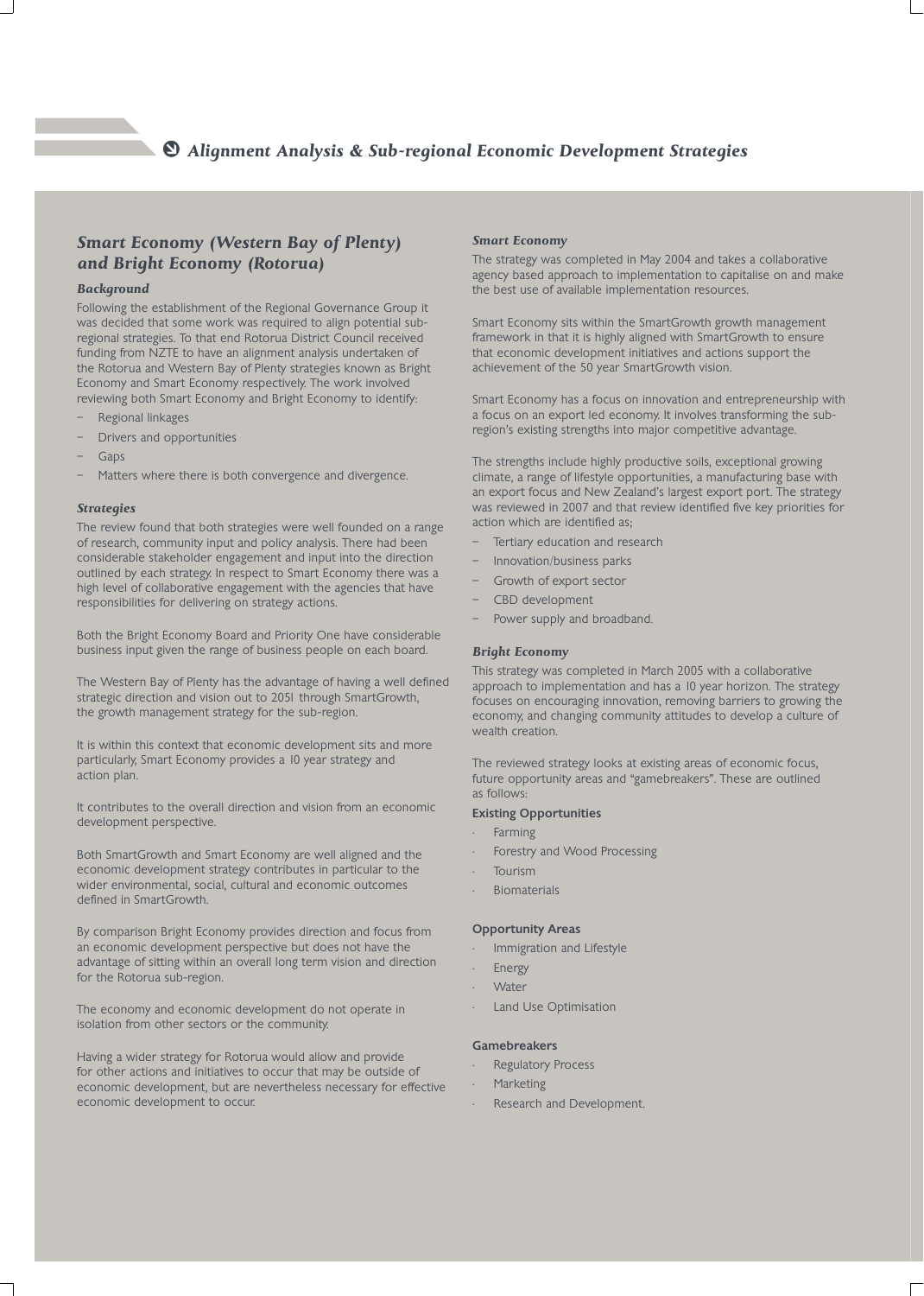## Alignment Analysis & Sub-regional Economic Development Strategies

### *Smart Economy (Western Bay of Plenty) and Bright Economy (Rotorua)*

#### *Background*

Following the establishment of the Regional Governance Group it was decided that some work was required to align potential sub-regional strategies. To that end Rotorua District Council received funding from NZTE to have an alignment analysis undertaken of the Rotorua and Western Bay of Plenty strategies known as Bright Economy and Smart Economy respectively. The work involved reviewing both Smart Economy and Bright Economy to identify:

- Regional linkages
- Drivers and opportunities
- Gaps
- Matters where there is both convergence and divergence.

#### *Strategies*

The review found that both strategies were well founded on a range of research, community input and policy analysis. There had been considerable stakeholder engagement and input into the direction outlined by each strategy. In respect to Smart Economy there was a high level of collaborative engagement with the agencies that have responsibilities for delivering on strategy actions.

Both the Bright Economy Board and Priority One have considerable business input given the range of business people on each board.

The Western Bay of Plenty has the advantage of having a well defined strategic direction and vision out to 2051 through SmartGrowth, the growth management strategy for the sub-region.

It is within this context that economic development sits and more particularly, Smart Economy provides a 10 year strategy and action plan.

It contributes to the overall direction and vision from an economic development perspective.

Both SmartGrowth and Smart Economy are well aligned and the economic development strategy contributes in particular to the wider environmental, social, cultural and economic outcomes defined in SmartGrowth.

By comparison Bright Economy provides direction and focus from an economic development perspective but does not have the advantage of sitting within an overall long term vision and direction for the Rotorua sub-region.

The economy and economic development do not operate in isolation from other sectors or the community.

Having a wider strategy for Rotorua would allow and provide for other actions and initiatives to occur that may be outside of economic development, but are nevertheless necessary for effective economic development to occur.

#### *Smart Economy*

The strategy was completed in May 2004 and takes a collaborative agency based approach to implementation to capitalise on and make the best use of available implementation resources.

Smart Economy sits within the SmartGrowth growth management framework in that it is highly aligned with SmartGrowth to ensure that economic development initiatives and actions support the achievement of the 50 year SmartGrowth vision.

Smart Economy has a focus on innovation and entrepreneurship with a focus on an export led economy. It involves transforming the sub-region's existing strengths into major competitive advantage.

The strengths include highly productive soils, exceptional growing climate, a range of lifestyle opportunities, a manufacturing base with an export focus and New Zealand's largest export port. The strategy was reviewed in 2007 and that review identified five key priorities for action which are identified as;

- Tertiary education and research
- Innovation/business parks
- Growth of export sector
- CBD development
- Power supply and broadband.

#### *Bright Economy*

This strategy was completed in March 2005 with a collaborative approach to implementation and has a 10 year horizon. The strategy focuses on encouraging innovation, removing barriers to growing the economy, and changing community attitudes to develop a culture of wealth creation.

The reviewed strategy looks at existing areas of economic focus, future opportunity areas and "gamebreakers". These are outlined as follows:

**Existing Opportunities**

- Farming
- Forestry and Wood Processing
- Tourism
- Biomaterials

**Opportunity Areas**

- Immigration and Lifestyle
- Energy
- Water
- Land Use Optimisation

**Gamebreakers**

- Regulatory Process
- Marketing
- Research and Development.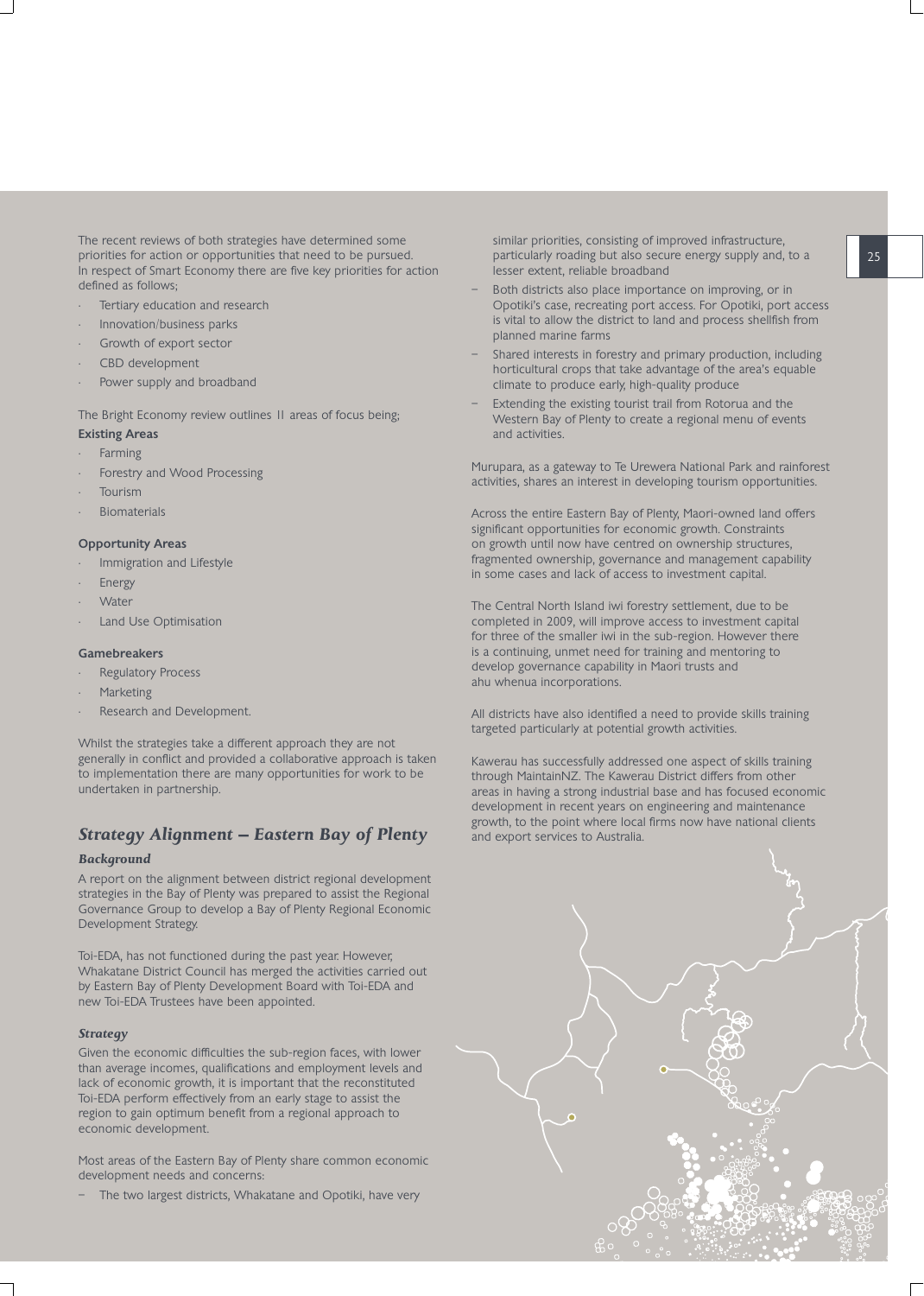The recent reviews of both strategies have determined some priorities for action or opportunities that need to be pursued. In respect of Smart Economy there are five key priorities for action defined as follows;

- Tertiary education and research
- Innovation/business parks
- Growth of export sector
- CBD development
- Power supply and broadband

The Bright Economy review outlines 11 areas of focus being;

**Existing Areas**

- Farming
- Forestry and Wood Processing
- Tourism
- Biomaterials

**Opportunity Areas**

- Immigration and Lifestyle
- Energy
- Water
- Land Use Optimisation

**Gamebreakers**

- Regulatory Process
- Marketing
- Research and Development.

Whilst the strategies take a different approach they are not generally in conflict and provided a collaborative approach is taken to implementation there are many opportunities for work to be undertaken in partnership.

## *Strategy Alignment – Eastern Bay of Plenty*

### *Background*

A report on the alignment between district regional development strategies in the Bay of Plenty was prepared to assist the Regional Governance Group to develop a Bay of Plenty Regional Economic Development Strategy.

Toi-EDA, has not functioned during the past year. However, Whakatane District Council has merged the activities carried out by Eastern Bay of Plenty Development Board with Toi-EDA and new Toi-EDA Trustees have been appointed.

### *Strategy*

Given the economic difficulties the sub-region faces, with lower than average incomes, qualifications and employment levels and lack of economic growth, it is important that the reconstituted Toi-EDA perform effectively from an early stage to assist the region to gain optimum benefit from a regional approach to economic development.

Most areas of the Eastern Bay of Plenty share common economic development needs and concerns:

- The two largest districts, Whakatane and Opotiki, have very similar priorities, consisting of improved infrastructure, particularly roading but also secure energy supply and, to a lesser extent, reliable broadband
- Both districts also place importance on improving, or in Opotiki's case, recreating port access. For Opotiki, port access is vital to allow the district to land and process shellfish from planned marine farms
- Shared interests in forestry and primary production, including horticultural crops that take advantage of the area's equable climate to produce early, high-quality produce
- Extending the existing tourist trail from Rotorua and the Western Bay of Plenty to create a regional menu of events and activities.

Murupara, as a gateway to Te Urewera National Park and rainforest activities, shares an interest in developing tourism opportunities.

Across the entire Eastern Bay of Plenty, Maori-owned land offers significant opportunities for economic growth. Constraints on growth until now have centred on ownership structures, fragmented ownership, governance and management capability in some cases and lack of access to investment capital.

The Central North Island iwi forestry settlement, due to be completed in 2009, will improve access to investment capital for three of the smaller iwi in the sub-region. However there is a continuing, unmet need for training and mentoring to develop governance capability in Maori trusts and ahu whenua incorporations.

All districts have also identified a need to provide skills training targeted particularly at potential growth activities.

Kawerau has successfully addressed one aspect of skills training through MaintainNZ. The Kawerau District differs from other areas in having a strong industrial base and has focused economic development in recent years on engineering and maintenance growth, to the point where local firms now have national clients and export services to Australia.